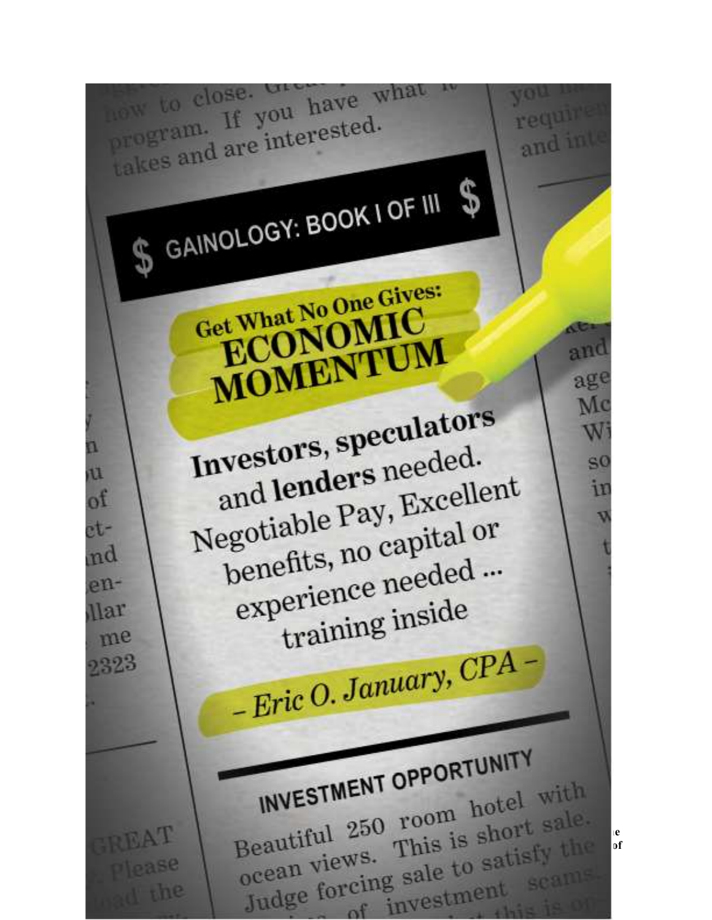# $ GAINOLOGY: BOOK I OF III $

## Get What No One Gives: ECONOMIC MOMENTUM

**Investors**, **speculators** and **lenders** needed. Negotiable Pay, Excellent benefits, no capital or experience needed ... training inside

*– Eric O. January, CPA –*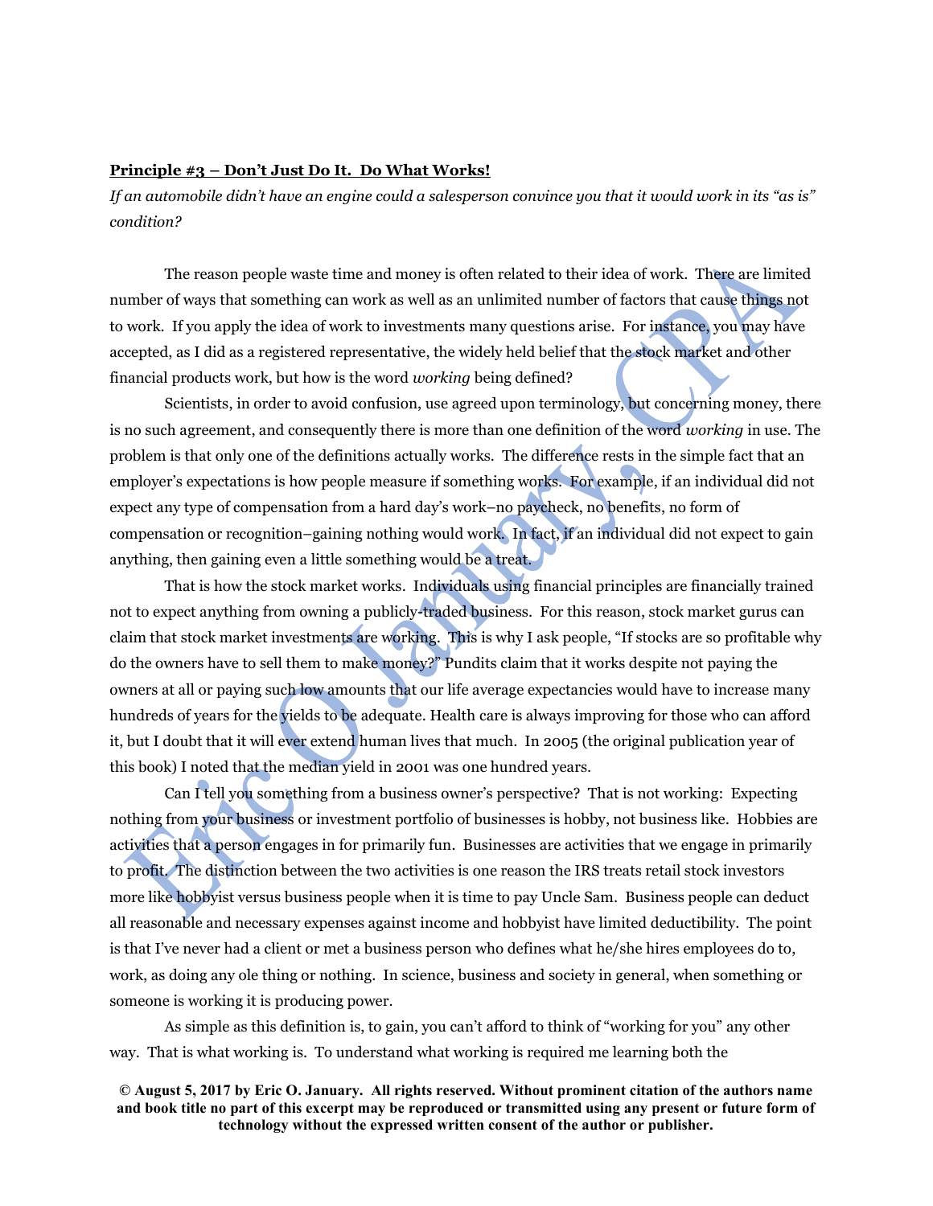**Principle #3 – Don't Just Do It. Do What Works!**

*If an automobile didn't have an engine could a salesperson convince you that it would work in its "as is" condition?*

The reason people waste time and money is often related to their idea of work. There are limited number of ways that something can work as well as an unlimited number of factors that cause things not to work. If you apply the idea of work to investments many questions arise. For instance, you may have accepted, as I did as a registered representative, the widely held belief that the stock market and other financial products work, but how is the word *working* being defined?

Scientists, in order to avoid confusion, use agreed upon terminology, but concerning money, there is no such agreement, and consequently there is more than one definition of the word *working* in use. The problem is that only one of the definitions actually works. The difference rests in the simple fact that an employer's expectations is how people measure if something works. For example, if an individual did not expect any type of compensation from a hard day's work–no paycheck, no benefits, no form of compensation or recognition–gaining nothing would work. In fact, if an individual did not expect to gain anything, then gaining even a little something would be a treat.

That is how the stock market works. Individuals using financial principles are financially trained not to expect anything from owning a publicly-traded business. For this reason, stock market gurus can claim that stock market investments are working. This is why I ask people, "If stocks are so profitable why do the owners have to sell them to make money?" Pundits claim that it works despite not paying the owners at all or paying such low amounts that our life average expectancies would have to increase many hundreds of years for the yields to be adequate. Health care is always improving for those who can afford it, but I doubt that it will ever extend human lives that much. In 2005 (the original publication year of this book) I noted that the median yield in 2001 was one hundred years.

Can I tell you something from a business owner's perspective? That is not working: Expecting nothing from your business or investment portfolio of businesses is hobby, not business like. Hobbies are activities that a person engages in for primarily fun. Businesses are activities that we engage in primarily to profit. The distinction between the two activities is one reason the IRS treats retail stock investors more like hobbyist versus business people when it is time to pay Uncle Sam. Business people can deduct all reasonable and necessary expenses against income and hobbyist have limited deductibility. The point is that I've never had a client or met a business person who defines what he/she hires employees do to, work, as doing any ole thing or nothing. In science, business and society in general, when something or someone is working it is producing power.

As simple as this definition is, to gain, you can't afford to think of "working for you" any other way. That is what working is. To understand what working is required me learning both the

**© August 5, 2017 by Eric O. January. All rights reserved. Without prominent citation of the authors name and book title no part of this excerpt may be reproduced or transmitted using any present or future form of technology without the expressed written consent of the author or publisher.**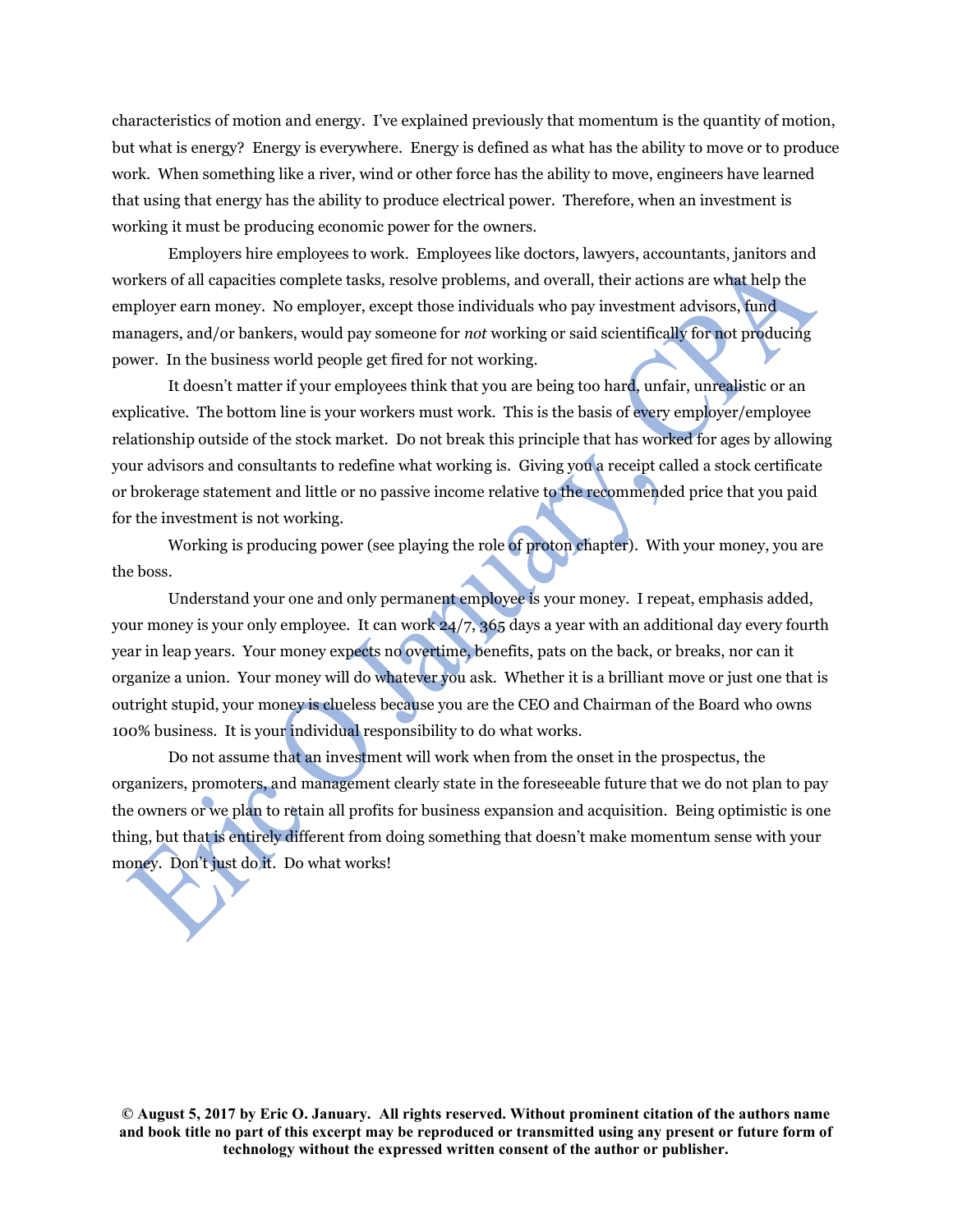characteristics of motion and energy. I've explained previously that momentum is the quantity of motion, but what is energy? Energy is everywhere. Energy is defined as what has the ability to move or to produce work. When something like a river, wind or other force has the ability to move, engineers have learned that using that energy has the ability to produce electrical power. Therefore, when an investment is working it must be producing economic power for the owners.

Employers hire employees to work. Employees like doctors, lawyers, accountants, janitors and workers of all capacities complete tasks, resolve problems, and overall, their actions are what help the employer earn money. No employer, except those individuals who pay investment advisors, fund managers, and/or bankers, would pay someone for *not* working or said scientifically for not producing power. In the business world people get fired for not working.

It doesn't matter if your employees think that you are being too hard, unfair, unrealistic or an explicative. The bottom line is your workers must work. This is the basis of every employer/employee relationship outside of the stock market. Do not break this principle that has worked for ages by allowing your advisors and consultants to redefine what working is. Giving you a receipt called a stock certificate or brokerage statement and little or no passive income relative to the recommended price that you paid for the investment is not working.

Working is producing power (see playing the role of proton chapter). With your money, you are the boss.

Understand your one and only permanent employee is your money. I repeat, emphasis added, your money is your only employee. It can work 24/7, 365 days a year with an additional day every fourth year in leap years. Your money expects no overtime, benefits, pats on the back, or breaks, nor can it organize a union. Your money will do whatever you ask. Whether it is a brilliant move or just one that is outright stupid, your money is clueless because you are the CEO and Chairman of the Board who owns 100% business. It is your individual responsibility to do what works.

Do not assume that an investment will work when from the onset in the prospectus, the organizers, promoters, and management clearly state in the foreseeable future that we do not plan to pay the owners or we plan to retain all profits for business expansion and acquisition. Being optimistic is one thing, but that is entirely different from doing something that doesn't make momentum sense with your money. Don't just do it. Do what works!

**© August 5, 2017 by Eric O. January. All rights reserved. Without prominent citation of the authors name and book title no part of this excerpt may be reproduced or transmitted using any present or future form of technology without the expressed written consent of the author or publisher.**